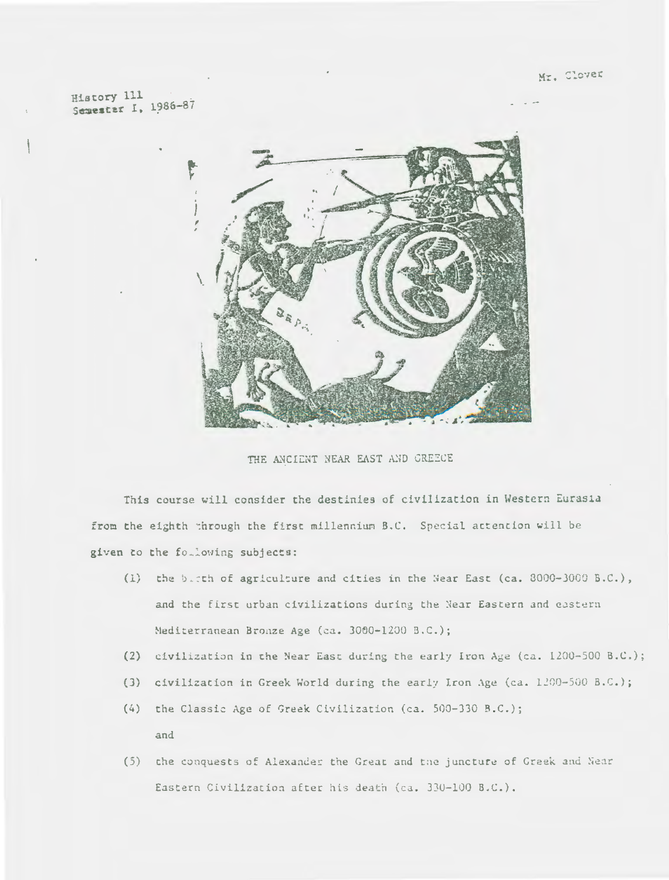Mr. Clover

History 111
Semester I, 1986-87

THE ANCIENT NEAR EAST AND GREECE

This course will consider the destinies of civilization in Western Eurasia from the eighth through the first millennium B.C. Special attention will be given to the following subjects:

(1) the birth of agriculture and cities in the Near East (ca. 8000-3000 B.C.), and the first urban civilizations during the Near Eastern and eastern Mediterranean Bronze Age (ca. 3000-1200 B.C.);

(2) civilization in the Near East during the early Iron Age (ca. 1200-500 B.C.);

(3) civilization in Greek World during the early Iron Age (ca. 1200-500 B.C.);

(4) the Classic Age of Greek Civilization (ca. 500-330 B.C.);

and

(5) the conquests of Alexander the Great and the juncture of Greek and Near Eastern Civilization after his death (ca. 330-100 B.C.).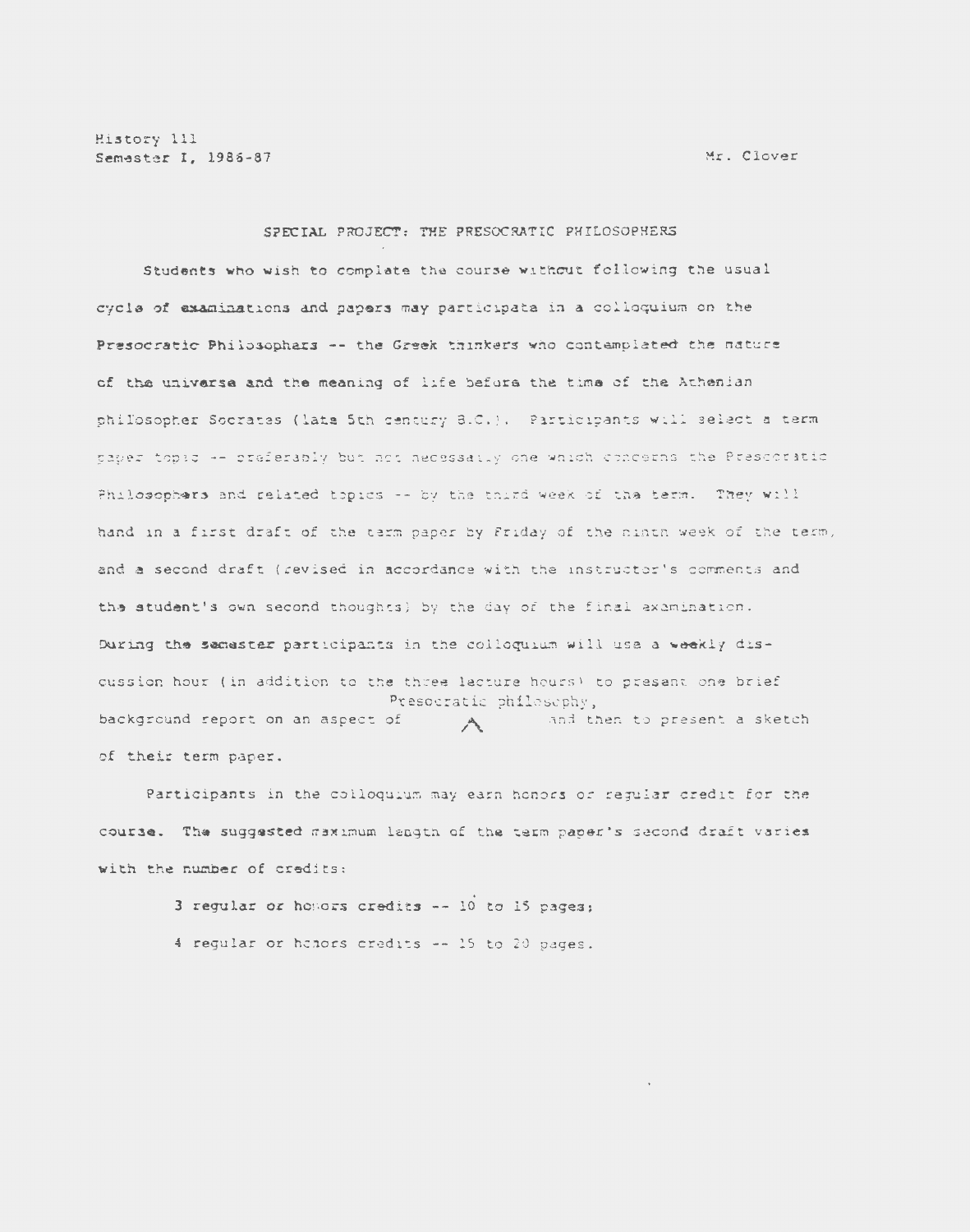History 111
Semester I, 1986-87

Mr. Clover

## SPECIAL PROJECT: THE PRESOCRATIC PHILOSOPHERS

Students who wish to complete the course without following the usual cycle of examinations and papers may participate in a colloquium on the Presocratic Philosophers -- the Greek thinkers who contemplated the nature of the universe and the meaning of life before the time of the Athenian philosopher Socrates (late 5th century B.C.). Participants will select a term paper topic -- preferably but not necessarily one which concerns the Presocratic Philosophers and related topics -- by the third week of the term. They will hand in a first draft of the term paper by Friday of the ninth week of the term, and a second draft (revised in accordance with the instructor's comments and the student's own second thoughts) by the day of the final examination. During the semester participants in the colloquium will use a weekly discussion hour (in addition to the three lecture hours) to present one brief background report on an aspect of Presocratic philosophy, and then to present a sketch of their term paper.

Participants in the colloquium may earn honors or regular credit for the course. The suggested maximum length of the term paper's second draft varies with the number of credits:

3 regular or honors credits -- 10 to 15 pages;

4 regular or honors credits -- 15 to 20 pages.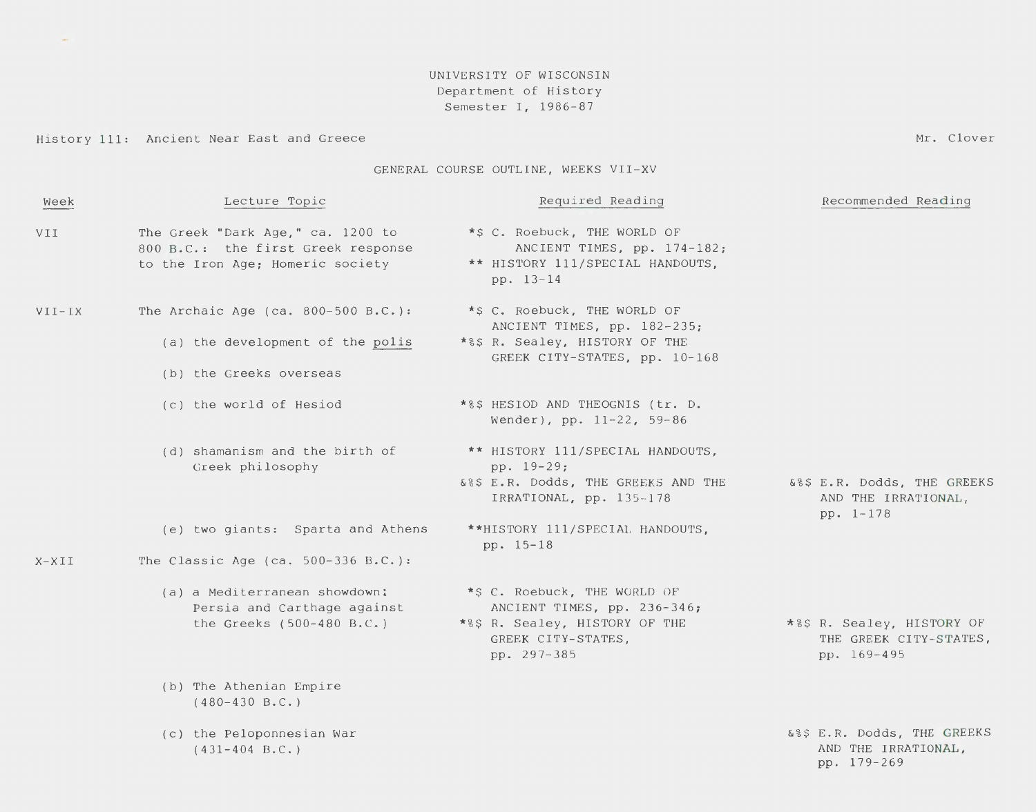UNIVERSITY OF WISCONSIN
Department of History
Semester I, 1986-87

History 111: Ancient Near East and Greece

Mr. Clover

GENERAL COURSE OUTLINE, WEEKS VII-XV

| Week | Lecture Topic | Required Reading | Recommended Reading |
|---|---|---|---|
| VII | The Greek "Dark Age," ca. 1200 to 800 B.C.: the first Greek response to the Iron Age; Homeric society | *$ C. Roebuck, THE WORLD OF ANCIENT TIMES, pp. 174-182; ** HISTORY 111/SPECIAL HANDOUTS, pp. 13-14 | |
| VII-IX | The Archaic Age (ca. 800-500 B.C.): | *$ C. Roebuck, THE WORLD OF ANCIENT TIMES, pp. 182-235; | |
| | (a) the development of the <u>polis</u> | *%$ R. Sealey, HISTORY OF THE GREEK CITY-STATES, pp. 10-168 | |
| | (b) the Greeks overseas | | |
| | (c) the world of Hesiod | *%$ HESIOD AND THEOGNIS (tr. D. Wender), pp. 11-22, 59-86 | |
| | (d) shamanism and the birth of Greek philosophy | ** HISTORY 111/SPECIAL HANDOUTS, pp. 19-29; &%$ E.R. Dodds, THE GREEKS AND THE IRRATIONAL, pp. 135-178 | &%$ E.R. Dodds, THE GREEKS AND THE IRRATIONAL, pp. 1-178 |
| | (e) two giants: Sparta and Athens | **HISTORY 111/SPECIAL HANDOUTS, pp. 15-18 | |
| X-XII | The Classic Age (ca. 500-336 B.C.): | | |
| | (a) a Mediterranean showdown: Persia and Carthage against the Greeks (500-480 B.C.) | *$ C. Roebuck, THE WORLD OF ANCIENT TIMES, pp. 236-346; *%$ R. Sealey, HISTORY OF THE GREEK CITY-STATES, pp. 297-385 | *%$ R. Sealey, HISTORY OF THE GREEK CITY-STATES, pp. 169-495 |
| | (b) The Athenian Empire (480-430 B.C.) | | |
| | (c) the Peloponnesian War (431-404 B.C.) | | &%$ E.R. Dodds, THE GREEKS AND THE IRRATIONAL, pp. 179-269 |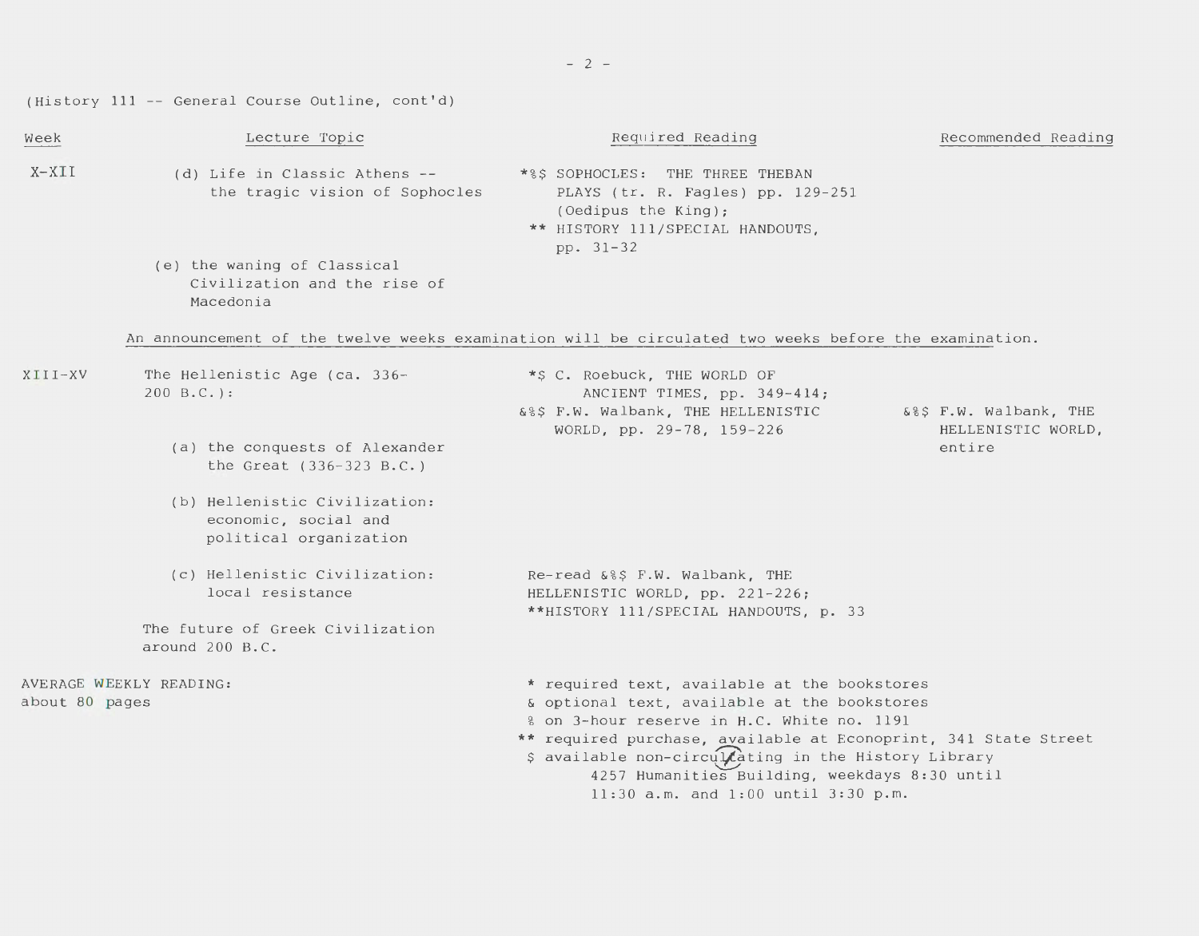(History 111 -- General Course Outline, cont'd)

| Week | Lecture Topic | Required Reading | Recommended Reading |
|---|---|---|---|
| X-XII | (d) Life in Classic Athens -- the tragic vision of Sophocles | *%$ SOPHOCLES: THE THREE THEBAN PLAYS (tr. R. Fagles) pp. 129-251 (Oedipus the King); ** HISTORY 111/SPECIAL HANDOUTS, pp. 31-32 | |
| | (e) the waning of Classical Civilization and the rise of Macedonia | | |

An announcement of the twelve weeks examination will be circulated two weeks before the examination.

| Week | Lecture Topic | Required Reading | Recommended Reading |
|---|---|---|---|
| XIII-XV | The Hellenistic Age (ca. 336-200 B.C.): | *$ C. Roebuck, THE WORLD OF ANCIENT TIMES, pp. 349-414; &%$ F.W. Walbank, THE HELLENISTIC WORLD, pp. 29-78, 159-226 | &%$ F.W. Walbank, THE HELLENISTIC WORLD, entire |
| | (a) the conquests of Alexander the Great (336-323 B.C.) | | |
| | (b) Hellenistic Civilization: economic, social and political organization | | |
| | (c) Hellenistic Civilization: local resistance | Re-read &%$ F.W. Walbank, THE HELLENISTIC WORLD, pp. 221-226; **HISTORY 111/SPECIAL HANDOUTS, p. 33 | |
| | The future of Greek Civilization around 200 B.C. | | |

AVERAGE WEEKLY READING: about 80 pages

\* required text, available at the bookstores
& optional text, available at the bookstores
% on 3-hour reserve in H.C. White no. 1191
** required purchase, available at Econoprint, 341 State Street
$ available non-circulating in the History Library 4257 Humanities Building, weekdays 8:30 until 11:30 a.m. and 1:00 until 3:30 p.m.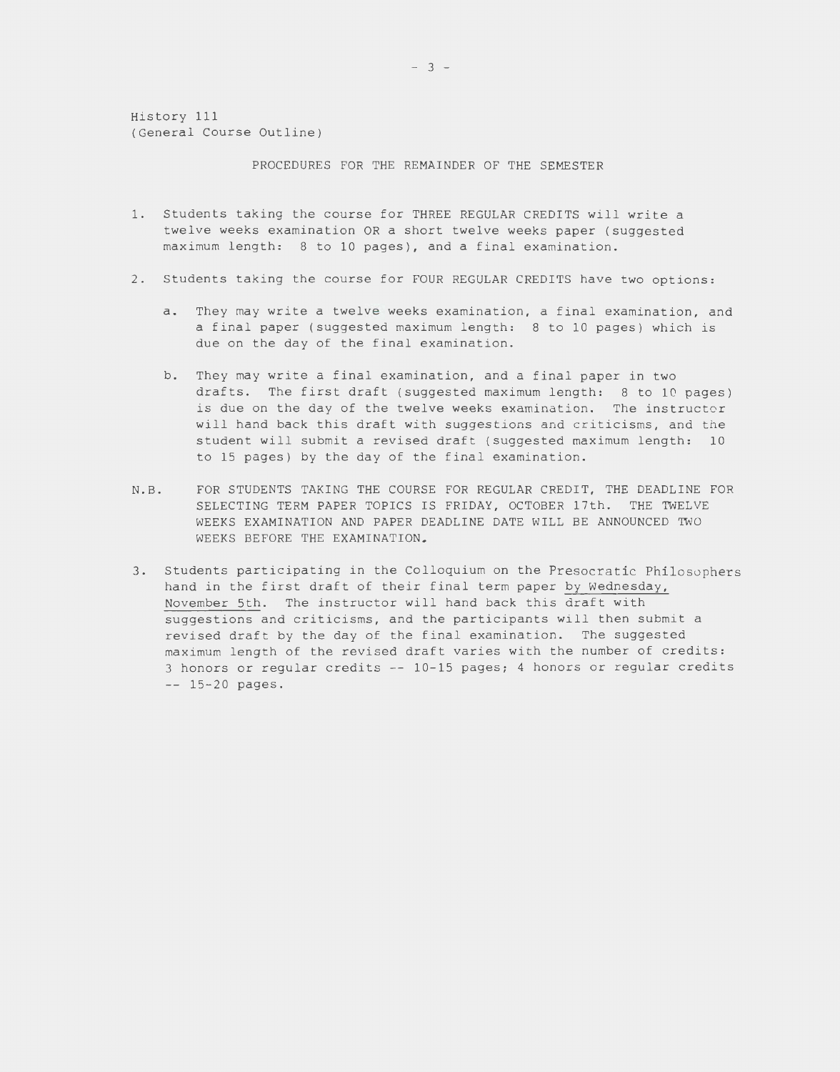History 111
(General Course Outline)

PROCEDURES FOR THE REMAINDER OF THE SEMESTER

1. Students taking the course for THREE REGULAR CREDITS will write a twelve weeks examination OR a short twelve weeks paper (suggested maximum length: 8 to 10 pages), and a final examination.

2. Students taking the course for FOUR REGULAR CREDITS have two options:

   a. They may write a twelve weeks examination, a final examination, and a final paper (suggested maximum length: 8 to 10 pages) which is due on the day of the final examination.

   b. They may write a final examination, and a final paper in two drafts. The first draft (suggested maximum length: 8 to 10 pages) is due on the day of the twelve weeks examination. The instructor will hand back this draft with suggestions and criticisms, and the student will submit a revised draft (suggested maximum length: 10 to 15 pages) by the day of the final examination.

N.B. FOR STUDENTS TAKING THE COURSE FOR REGULAR CREDIT, THE DEADLINE FOR SELECTING TERM PAPER TOPICS IS FRIDAY, OCTOBER 17th. THE TWELVE WEEKS EXAMINATION AND PAPER DEADLINE DATE WILL BE ANNOUNCED TWO WEEKS BEFORE THE EXAMINATION.

3. Students participating in the Colloquium on the Presocratic Philosophers hand in the first draft of their final term paper <u>by Wednesday, November 5th</u>. The instructor will hand back this draft with suggestions and criticisms, and the participants will then submit a revised draft by the day of the final examination. The suggested maximum length of the revised draft varies with the number of credits: 3 honors or regular credits -- 10-15 pages; 4 honors or regular credits -- 15-20 pages.